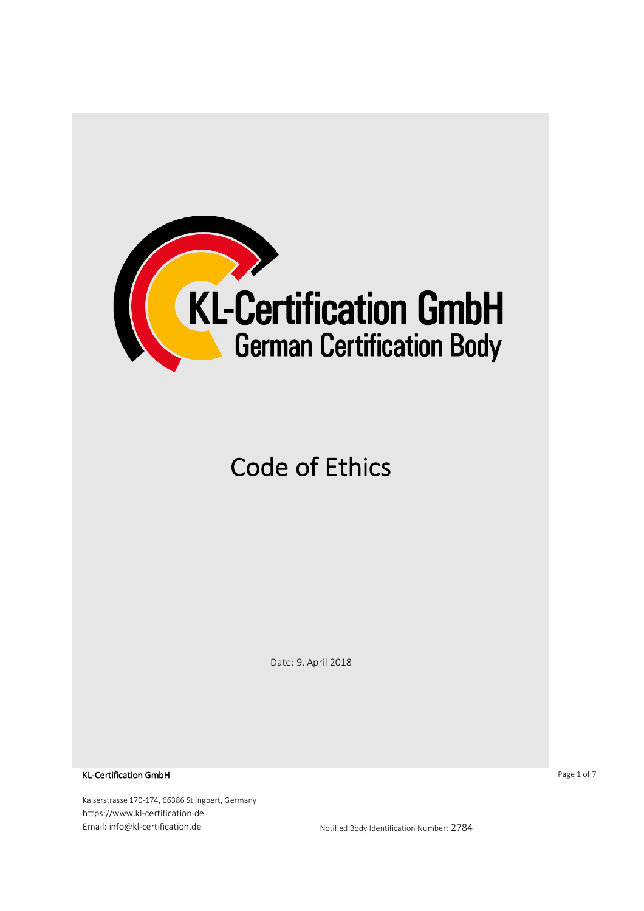# KL-Certification GmbH

German Certification Body

# Code of Ethics

Date: 9. April 2018

KL-Certification GmbH

Kaiserstrasse 170-174, 66386 St Ingbert, Germany
https://www.kl-certification.de
Email: info@kl-certification.de

Notified Body Identification Number: 2784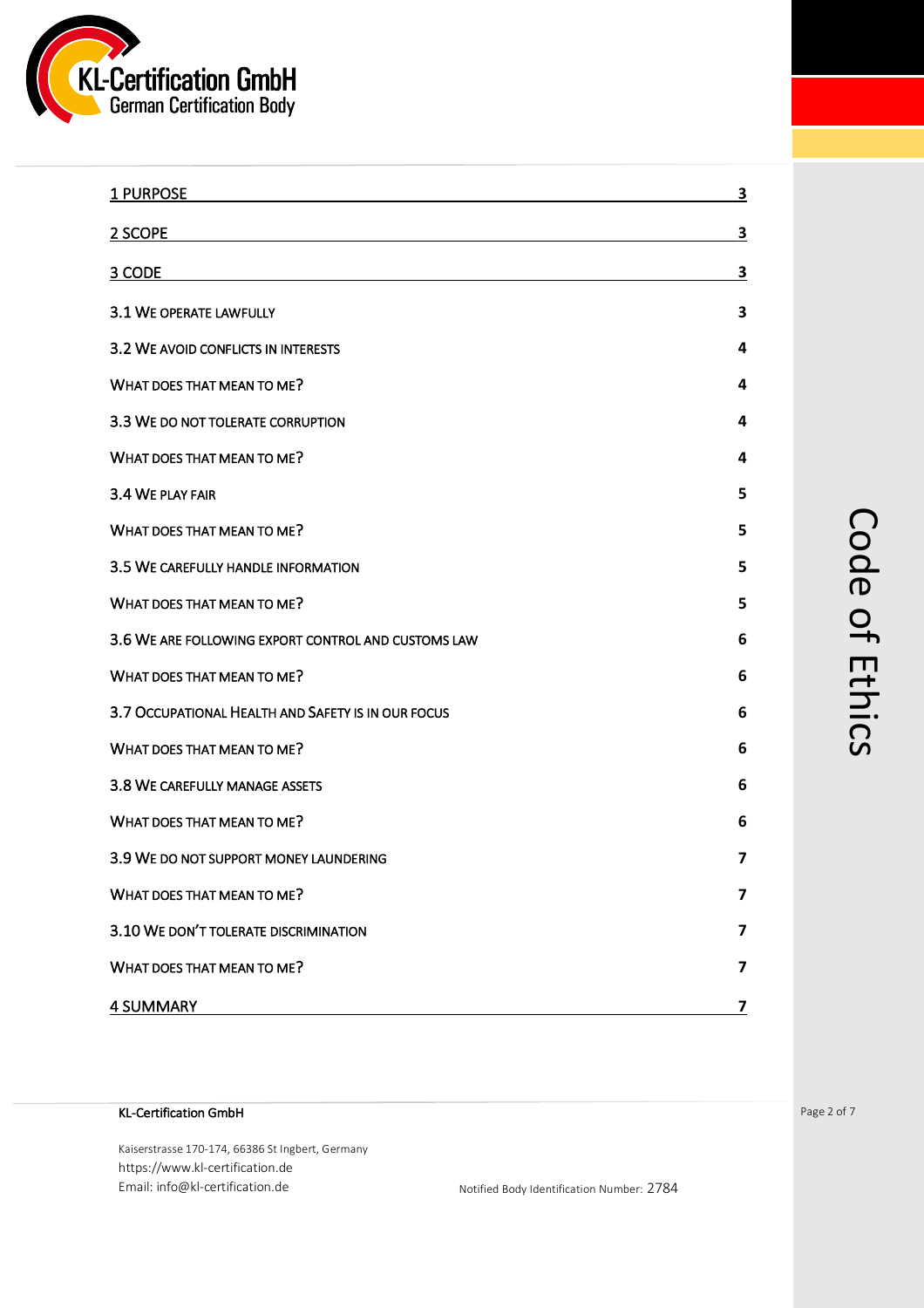| Section | Page |
|---|---|
| 1 PURPOSE | 3 |
| 2 SCOPE | 3 |
| 3 CODE | 3 |
| 3.1 WE OPERATE LAWFULLY | 3 |
| 3.2 WE AVOID CONFLICTS IN INTERESTS | 4 |
| WHAT DOES THAT MEAN TO ME? | 4 |
| 3.3 WE DO NOT TOLERATE CORRUPTION | 4 |
| WHAT DOES THAT MEAN TO ME? | 4 |
| 3.4 WE PLAY FAIR | 5 |
| WHAT DOES THAT MEAN TO ME? | 5 |
| 3.5 WE CAREFULLY HANDLE INFORMATION | 5 |
| WHAT DOES THAT MEAN TO ME? | 5 |
| 3.6 WE ARE FOLLOWING EXPORT CONTROL AND CUSTOMS LAW | 6 |
| WHAT DOES THAT MEAN TO ME? | 6 |
| 3.7 OCCUPATIONAL HEALTH AND SAFETY IS IN OUR FOCUS | 6 |
| WHAT DOES THAT MEAN TO ME? | 6 |
| 3.8 WE CAREFULLY MANAGE ASSETS | 6 |
| WHAT DOES THAT MEAN TO ME? | 6 |
| 3.9 WE DO NOT SUPPORT MONEY LAUNDERING | 7 |
| WHAT DOES THAT MEAN TO ME? | 7 |
| 3.10 WE DON'T TOLERATE DISCRIMINATION | 7 |
| WHAT DOES THAT MEAN TO ME? | 7 |
| 4 SUMMARY | 7 |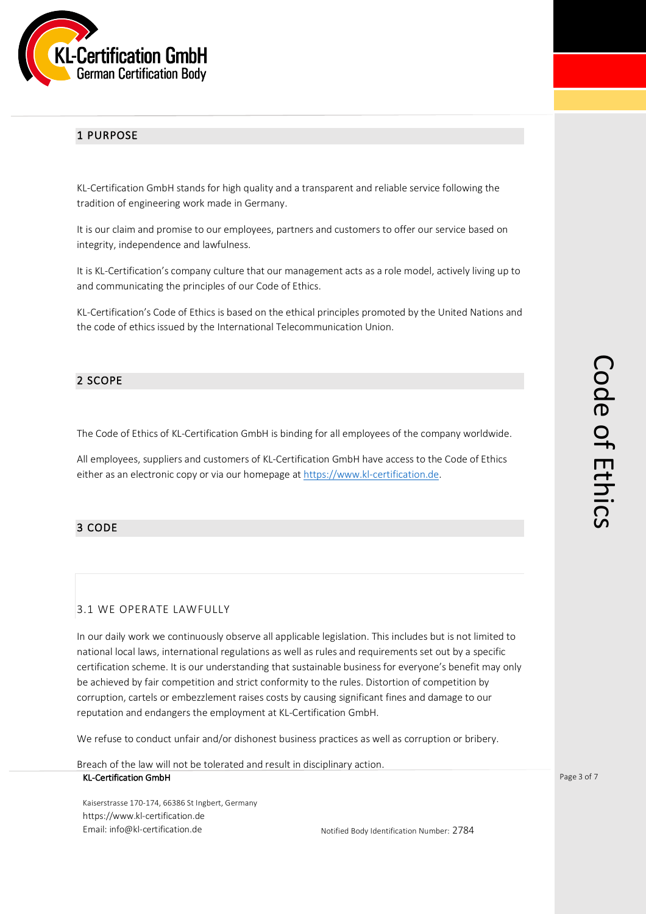## 1 PURPOSE

KL-Certification GmbH stands for high quality and a transparent and reliable service following the tradition of engineering work made in Germany.

It is our claim and promise to our employees, partners and customers to offer our service based on integrity, independence and lawfulness.

It is KL-Certification's company culture that our management acts as a role model, actively living up to and communicating the principles of our Code of Ethics.

KL-Certification's Code of Ethics is based on the ethical principles promoted by the United Nations and the code of ethics issued by the International Telecommunication Union.

## 2 SCOPE

The Code of Ethics of KL-Certification GmbH is binding for all employees of the company worldwide.

All employees, suppliers and customers of KL-Certification GmbH have access to the Code of Ethics either as an electronic copy or via our homepage at https://www.kl-certification.de.

## 3 CODE

### 3.1 WE OPERATE LAWFULLY

In our daily work we continuously observe all applicable legislation. This includes but is not limited to national local laws, international regulations as well as rules and requirements set out by a specific certification scheme. It is our understanding that sustainable business for everyone's benefit may only be achieved by fair competition and strict conformity to the rules. Distortion of competition by corruption, cartels or embezzlement raises costs by causing significant fines and damage to our reputation and endangers the employment at KL-Certification GmbH.

We refuse to conduct unfair and/or dishonest business practices as well as corruption or bribery.

Breach of the law will not be tolerated and result in disciplinary action.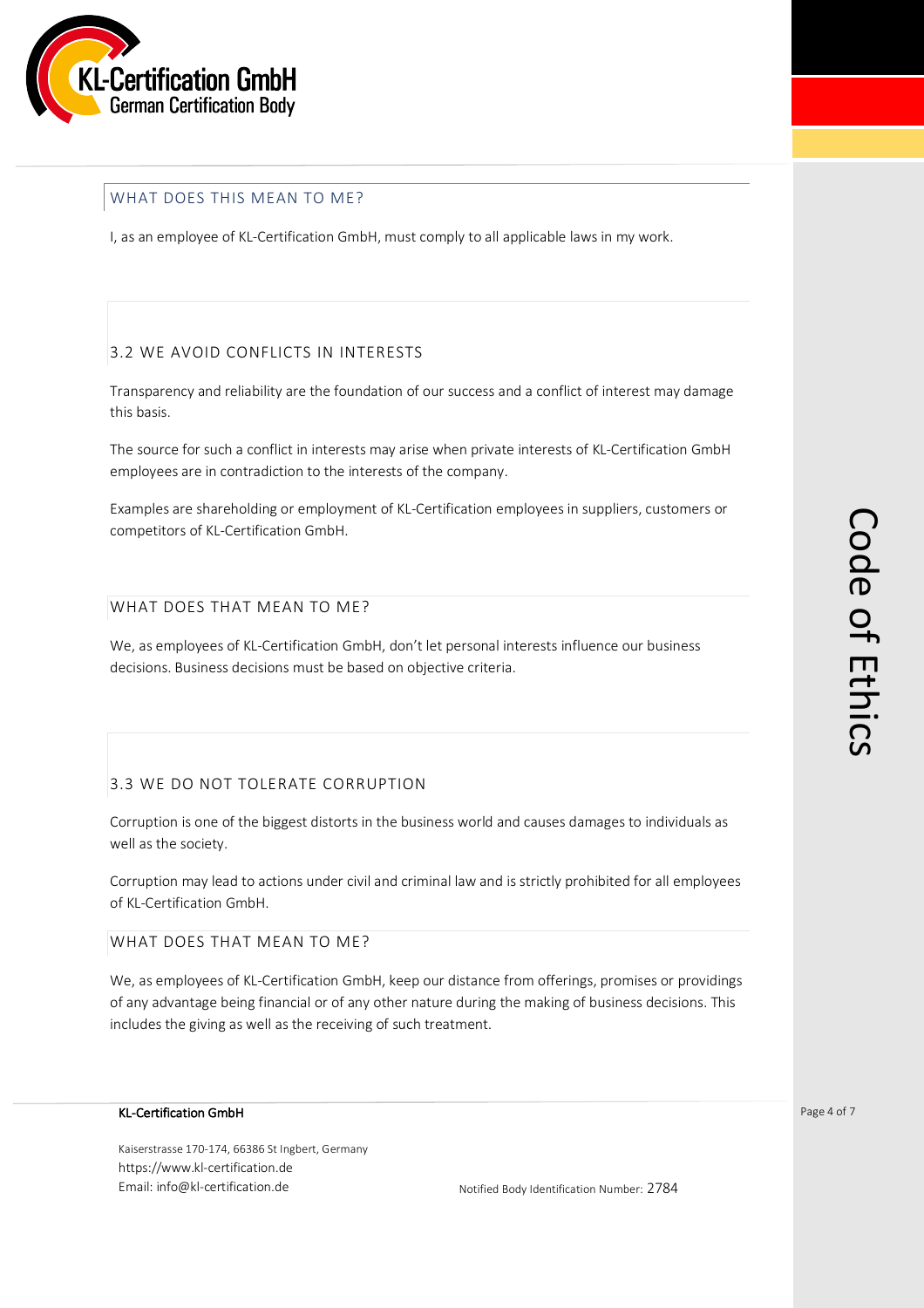## WHAT DOES THIS MEAN TO ME?

I, as an employee of KL-Certification GmbH, must comply to all applicable laws in my work.

## 3.2 WE AVOID CONFLICTS IN INTERESTS

Transparency and reliability are the foundation of our success and a conflict of interest may damage this basis.

The source for such a conflict in interests may arise when private interests of KL-Certification GmbH employees are in contradiction to the interests of the company.

Examples are shareholding or employment of KL-Certification employees in suppliers, customers or competitors of KL-Certification GmbH.

## WHAT DOES THAT MEAN TO ME?

We, as employees of KL-Certification GmbH, don't let personal interests influence our business decisions. Business decisions must be based on objective criteria.

## 3.3 WE DO NOT TOLERATE CORRUPTION

Corruption is one of the biggest distorts in the business world and causes damages to individuals as well as the society.

Corruption may lead to actions under civil and criminal law and is strictly prohibited for all employees of KL-Certification GmbH.

## WHAT DOES THAT MEAN TO ME?

We, as employees of KL-Certification GmbH, keep our distance from offerings, promises or providings of any advantage being financial or of any other nature during the making of business decisions. This includes the giving as well as the receiving of such treatment.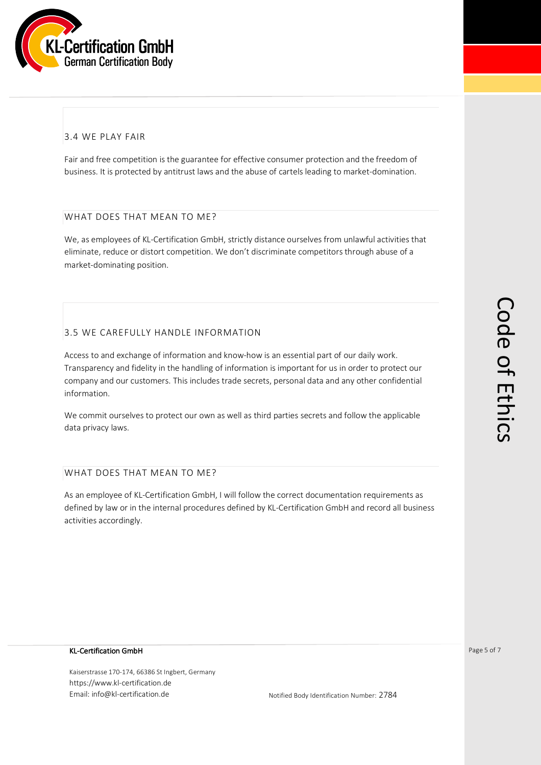### 3.4 WE PLAY FAIR

Fair and free competition is the guarantee for effective consumer protection and the freedom of business. It is protected by antitrust laws and the abuse of cartels leading to market-domination.

#### WHAT DOES THAT MEAN TO ME?

We, as employees of KL-Certification GmbH, strictly distance ourselves from unlawful activities that eliminate, reduce or distort competition. We don't discriminate competitors through abuse of a market-dominating position.

### 3.5 WE CAREFULLY HANDLE INFORMATION

Access to and exchange of information and know-how is an essential part of our daily work. Transparency and fidelity in the handling of information is important for us in order to protect our company and our customers. This includes trade secrets, personal data and any other confidential information.

We commit ourselves to protect our own as well as third parties secrets and follow the applicable data privacy laws.

#### WHAT DOES THAT MEAN TO ME?

As an employee of KL-Certification GmbH, I will follow the correct documentation requirements as defined by law or in the internal procedures defined by KL-Certification GmbH and record all business activities accordingly.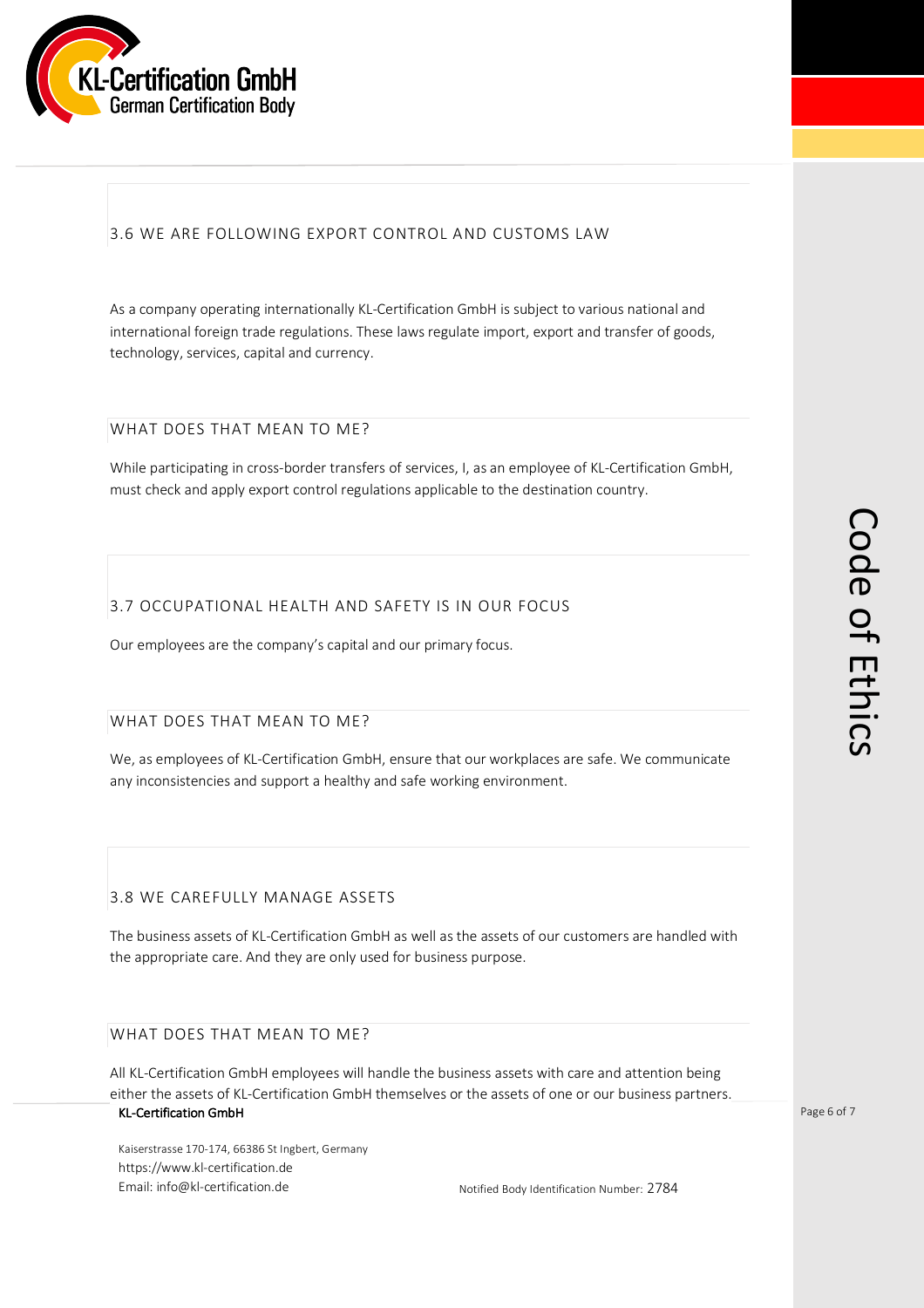## 3.6 WE ARE FOLLOWING EXPORT CONTROL AND CUSTOMS LAW

As a company operating internationally KL-Certification GmbH is subject to various national and international foreign trade regulations. These laws regulate import, export and transfer of goods, technology, services, capital and currency.

### WHAT DOES THAT MEAN TO ME?

While participating in cross-border transfers of services, I, as an employee of KL-Certification GmbH, must check and apply export control regulations applicable to the destination country.

## 3.7 OCCUPATIONAL HEALTH AND SAFETY IS IN OUR FOCUS

Our employees are the company's capital and our primary focus.

### WHAT DOES THAT MEAN TO ME?

We, as employees of KL-Certification GmbH, ensure that our workplaces are safe. We communicate any inconsistencies and support a healthy and safe working environment.

## 3.8 WE CAREFULLY MANAGE ASSETS

The business assets of KL-Certification GmbH as well as the assets of our customers are handled with the appropriate care. And they are only used for business purpose.

### WHAT DOES THAT MEAN TO ME?

All KL-Certification GmbH employees will handle the business assets with care and attention being either the assets of KL-Certification GmbH themselves or the assets of one or our business partners.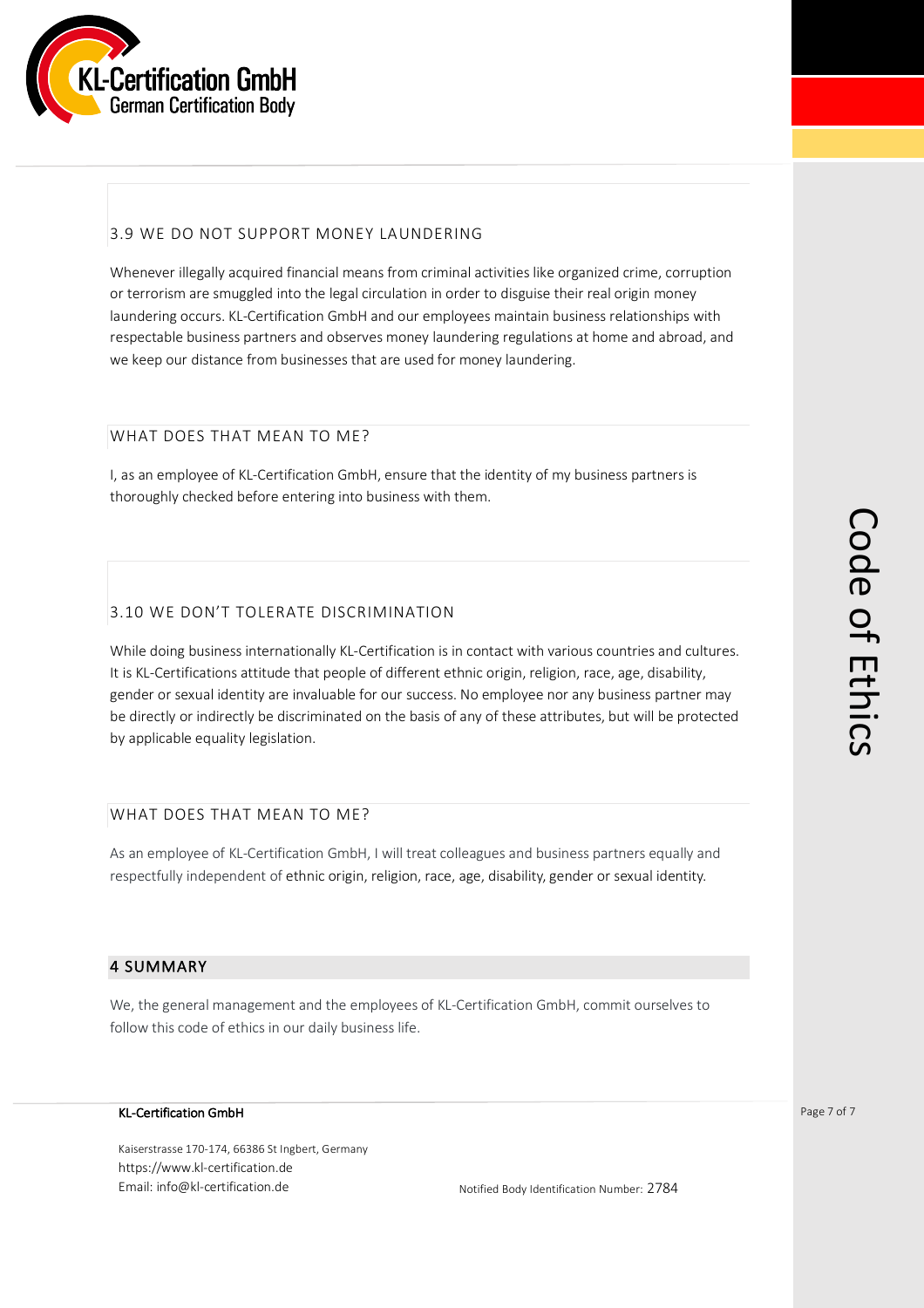### 3.9 WE DO NOT SUPPORT MONEY LAUNDERING

Whenever illegally acquired financial means from criminal activities like organized crime, corruption or terrorism are smuggled into the legal circulation in order to disguise their real origin money laundering occurs. KL-Certification GmbH and our employees maintain business relationships with respectable business partners and observes money laundering regulations at home and abroad, and we keep our distance from businesses that are used for money laundering.

#### WHAT DOES THAT MEAN TO ME?

I, as an employee of KL-Certification GmbH, ensure that the identity of my business partners is thoroughly checked before entering into business with them.

### 3.10 WE DON'T TOLERATE DISCRIMINATION

While doing business internationally KL-Certification is in contact with various countries and cultures. It is KL-Certifications attitude that people of different ethnic origin, religion, race, age, disability, gender or sexual identity are invaluable for our success. No employee nor any business partner may be directly or indirectly be discriminated on the basis of any of these attributes, but will be protected by applicable equality legislation.

#### WHAT DOES THAT MEAN TO ME?

As an employee of KL-Certification GmbH, I will treat colleagues and business partners equally and respectfully independent of ethnic origin, religion, race, age, disability, gender or sexual identity.

## 4 SUMMARY

We, the general management and the employees of KL-Certification GmbH, commit ourselves to follow this code of ethics in our daily business life.